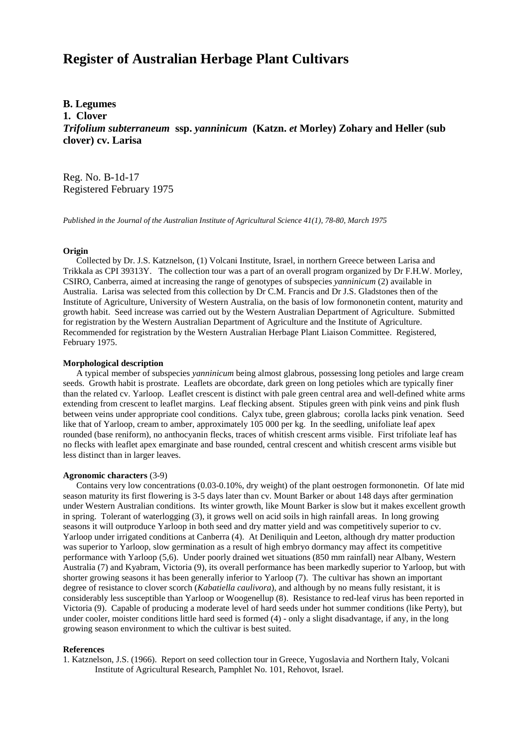# Register of Australian Herbage Plant Cultivars

**B. Legumes**
**1. Clover**
***Trifolium subterraneum*** **ssp. *yanninicum*** **(Katzn. *et* Morley) Zohary and Heller (sub clover) cv. Larisa**

Reg. No. B-1d-17
Registered February 1975

*Published in the Journal of the Australian Institute of Agricultural Science 41(1), 78-80, March 1975*

**Origin**

Collected by Dr. J.S. Katznelson, (1) Volcani Institute, Israel, in northern Greece between Larisa and Trikkala as CPI 39313Y. The collection tour was a part of an overall program organized by Dr F.H.W. Morley, CSIRO, Canberra, aimed at increasing the range of genotypes of subspecies *yanninicum* (2) available in Australia. Larisa was selected from this collection by Dr C.M. Francis and Dr J.S. Gladstones then of the Institute of Agriculture, University of Western Australia, on the basis of low formononetin content, maturity and growth habit. Seed increase was carried out by the Western Australian Department of Agriculture. Submitted for registration by the Western Australian Department of Agriculture and the Institute of Agriculture. Recommended for registration by the Western Australian Herbage Plant Liaison Committee. Registered, February 1975.

**Morphological description**

A typical member of subspecies *yanninicum* being almost glabrous, possessing long petioles and large cream seeds. Growth habit is prostrate. Leaflets are obcordate, dark green on long petioles which are typically finer than the related cv. Yarloop. Leaflet crescent is distinct with pale green central area and well-defined white arms extending from crescent to leaflet margins. Leaf flecking absent. Stipules green with pink veins and pink flush between veins under appropriate cool conditions. Calyx tube, green glabrous; corolla lacks pink venation. Seed like that of Yarloop, cream to amber, approximately 105 000 per kg. In the seedling, unifoliate leaf apex rounded (base reniform), no anthocyanin flecks, traces of whitish crescent arms visible. First trifoliate leaf has no flecks with leaflet apex emarginate and base rounded, central crescent and whitish crescent arms visible but less distinct than in larger leaves.

**Agronomic characters** (3-9)

Contains very low concentrations (0.03-0.10%, dry weight) of the plant oestrogen formononetin. Of late mid season maturity its first flowering is 3-5 days later than cv. Mount Barker or about 148 days after germination under Western Australian conditions. Its winter growth, like Mount Barker is slow but it makes excellent growth in spring. Tolerant of waterlogging (3), it grows well on acid soils in high rainfall areas. In long growing seasons it will outproduce Yarloop in both seed and dry matter yield and was competitively superior to cv. Yarloop under irrigated conditions at Canberra (4). At Deniliquin and Leeton, although dry matter production was superior to Yarloop, slow germination as a result of high embryo dormancy may affect its competitive performance with Yarloop (5,6). Under poorly drained wet situations (850 mm rainfall) near Albany, Western Australia (7) and Kyabram, Victoria (9), its overall performance has been markedly superior to Yarloop, but with shorter growing seasons it has been generally inferior to Yarloop (7). The cultivar has shown an important degree of resistance to clover scorch (*Kabatiella caulivora*), and although by no means fully resistant, it is considerably less susceptible than Yarloop or Woogenellup (8). Resistance to red-leaf virus has been reported in Victoria (9). Capable of producing a moderate level of hard seeds under hot summer conditions (like Perty), but under cooler, moister conditions little hard seed is formed (4) - only a slight disadvantage, if any, in the long growing season environment to which the cultivar is best suited.

**References**

1. Katznelson, J.S. (1966). Report on seed collection tour in Greece, Yugoslavia and Northern Italy, Volcani Institute of Agricultural Research, Pamphlet No. 101, Rehovot, Israel.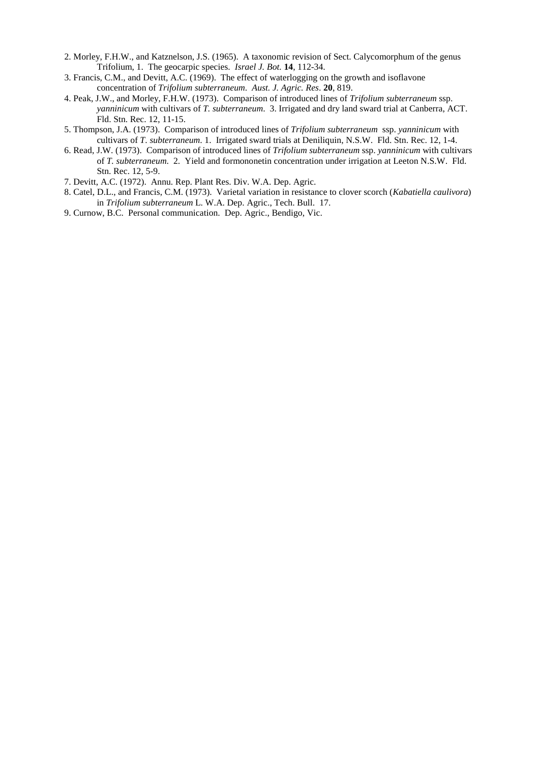2. Morley, F.H.W., and Katznelson, J.S. (1965). A taxonomic revision of Sect. Calycomorphum of the genus Trifolium, 1. The geocarpic species. *Israel J. Bot.* **14**, 112-34.
3. Francis, C.M., and Devitt, A.C. (1969). The effect of waterlogging on the growth and isoflavone concentration of *Trifolium subterraneum*. *Aust. J. Agric. Res*. **20**, 819.
4. Peak, J.W., and Morley, F.H.W. (1973). Comparison of introduced lines of *Trifolium subterraneum* ssp. *yanninicum* with cultivars of *T. subterraneum*. 3. Irrigated and dry land sward trial at Canberra, ACT. Fld. Stn. Rec. 12, 11-15.
5. Thompson, J.A. (1973). Comparison of introduced lines of *Trifolium subterraneum* ssp. *yanninicum* with cultivars of *T. subterraneum*. 1. Irrigated sward trials at Deniliquin, N.S.W. Fld. Stn. Rec. 12, 1-4.
6. Read, J.W. (1973). Comparison of introduced lines of *Trifolium subterraneum* ssp. *yanninicum* with cultivars of *T. subterraneum*. 2. Yield and formononetin concentration under irrigation at Leeton N.S.W. Fld. Stn. Rec. 12, 5-9.
7. Devitt, A.C. (1972). Annu. Rep. Plant Res. Div. W.A. Dep. Agric.
8. Catel, D.L., and Francis, C.M. (1973). Varietal variation in resistance to clover scorch (*Kabatiella caulivora*) in *Trifolium subterraneum* L. W.A. Dep. Agric., Tech. Bull. 17.
9. Curnow, B.C. Personal communication. Dep. Agric., Bendigo, Vic.